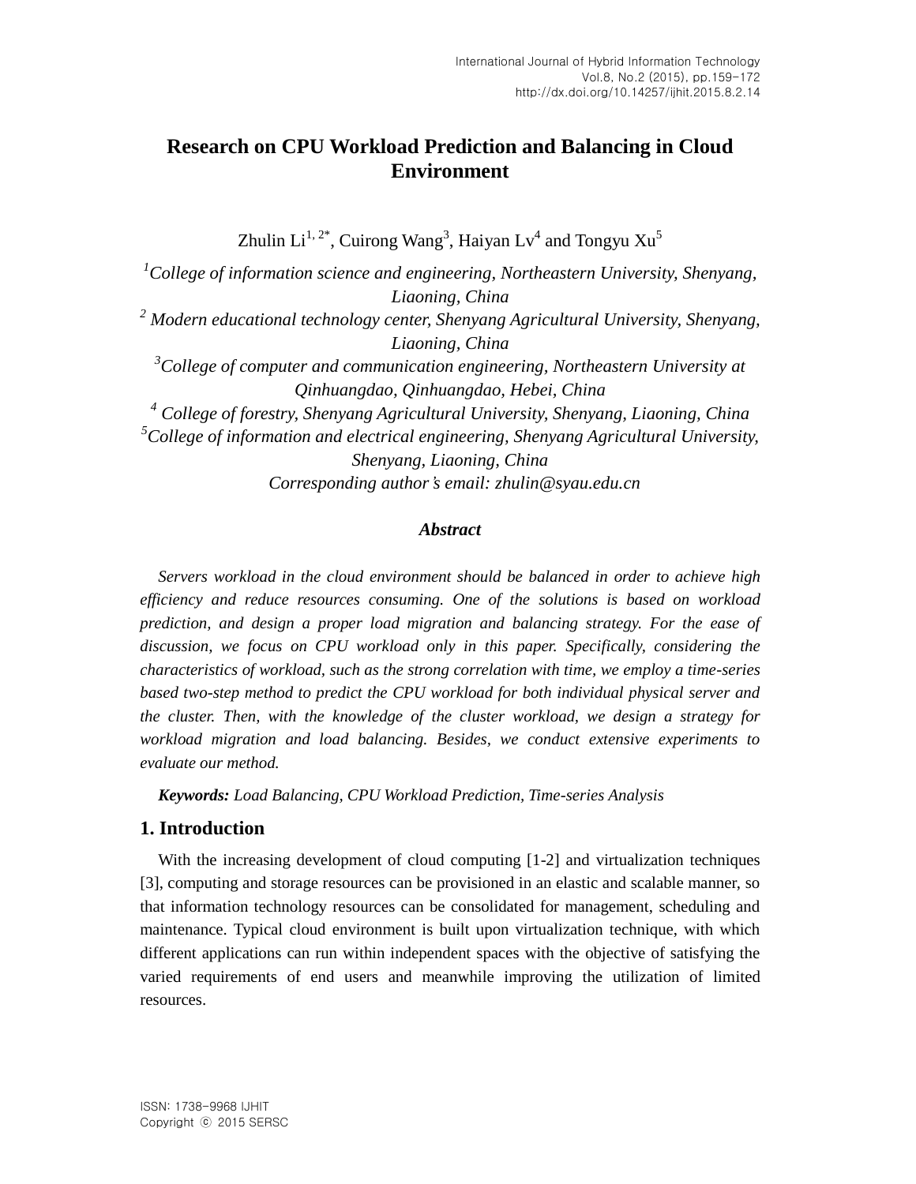# Research on CPU Workload Prediction and Balancing in Cloud Environment

Zhulin Li[1, 2*], Cuirong Wang[3], Haiyan Lv[4] and Tongyu Xu[5]

[1]*College of information science and engineering, Northeastern University, Shenyang, Liaoning, China*
[2] *Modern educational technology center, Shenyang Agricultural University, Shenyang, Liaoning, China*
[3]*College of computer and communication engineering, Northeastern University at Qinhuangdao, Qinhuangdao, Hebei, China*
[4] *College of forestry, Shenyang Agricultural University, Shenyang, Liaoning, China*
[5]*College of information and electrical engineering, Shenyang Agricultural University, Shenyang, Liaoning, China*
*Corresponding author's email: zhulin@syau.edu.cn*

### *Abstract*

*Servers workload in the cloud environment should be balanced in order to achieve high efficiency and reduce resources consuming. One of the solutions is based on workload prediction, and design a proper load migration and balancing strategy. For the ease of discussion, we focus on CPU workload only in this paper. Specifically, considering the characteristics of workload, such as the strong correlation with time, we employ a time-series based two-step method to predict the CPU workload for both individual physical server and the cluster. Then, with the knowledge of the cluster workload, we design a strategy for workload migration and load balancing. Besides, we conduct extensive experiments to evaluate our method.*

***Keywords:*** *Load Balancing, CPU Workload Prediction, Time-series Analysis*

## 1. Introduction

With the increasing development of cloud computing [1-2] and virtualization techniques [3], computing and storage resources can be provisioned in an elastic and scalable manner, so that information technology resources can be consolidated for management, scheduling and maintenance. Typical cloud environment is built upon virtualization technique, with which different applications can run within independent spaces with the objective of satisfying the varied requirements of end users and meanwhile improving the utilization of limited resources.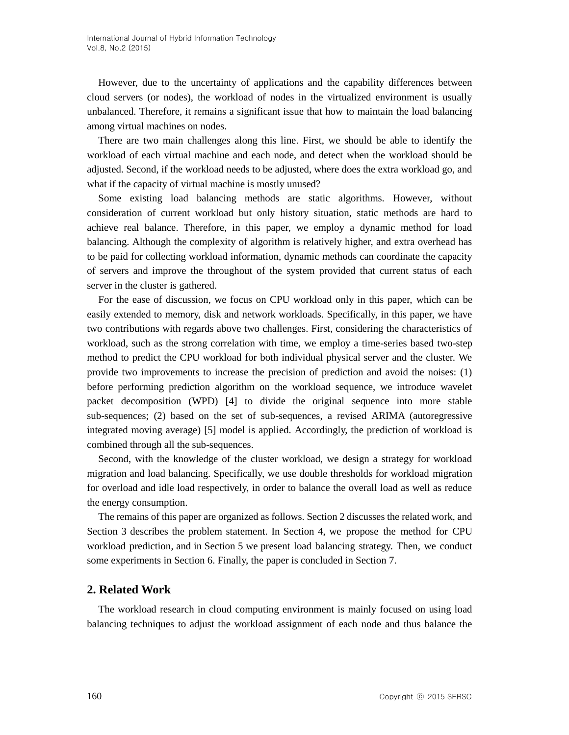However, due to the uncertainty of applications and the capability differences between cloud servers (or nodes), the workload of nodes in the virtualized environment is usually unbalanced. Therefore, it remains a significant issue that how to maintain the load balancing among virtual machines on nodes.

There are two main challenges along this line. First, we should be able to identify the workload of each virtual machine and each node, and detect when the workload should be adjusted. Second, if the workload needs to be adjusted, where does the extra workload go, and what if the capacity of virtual machine is mostly unused?

Some existing load balancing methods are static algorithms. However, without consideration of current workload but only history situation, static methods are hard to achieve real balance. Therefore, in this paper, we employ a dynamic method for load balancing. Although the complexity of algorithm is relatively higher, and extra overhead has to be paid for collecting workload information, dynamic methods can coordinate the capacity of servers and improve the throughout of the system provided that current status of each server in the cluster is gathered.

For the ease of discussion, we focus on CPU workload only in this paper, which can be easily extended to memory, disk and network workloads. Specifically, in this paper, we have two contributions with regards above two challenges. First, considering the characteristics of workload, such as the strong correlation with time, we employ a time-series based two-step method to predict the CPU workload for both individual physical server and the cluster. We provide two improvements to increase the precision of prediction and avoid the noises: (1) before performing prediction algorithm on the workload sequence, we introduce wavelet packet decomposition (WPD) [4] to divide the original sequence into more stable sub-sequences; (2) based on the set of sub-sequences, a revised ARIMA (autoregressive integrated moving average) [5] model is applied. Accordingly, the prediction of workload is combined through all the sub-sequences.

Second, with the knowledge of the cluster workload, we design a strategy for workload migration and load balancing. Specifically, we use double thresholds for workload migration for overload and idle load respectively, in order to balance the overall load as well as reduce the energy consumption.

The remains of this paper are organized as follows. Section 2 discusses the related work, and Section 3 describes the problem statement. In Section 4, we propose the method for CPU workload prediction, and in Section 5 we present load balancing strategy. Then, we conduct some experiments in Section 6. Finally, the paper is concluded in Section 7.

## 2. Related Work

The workload research in cloud computing environment is mainly focused on using load balancing techniques to adjust the workload assignment of each node and thus balance the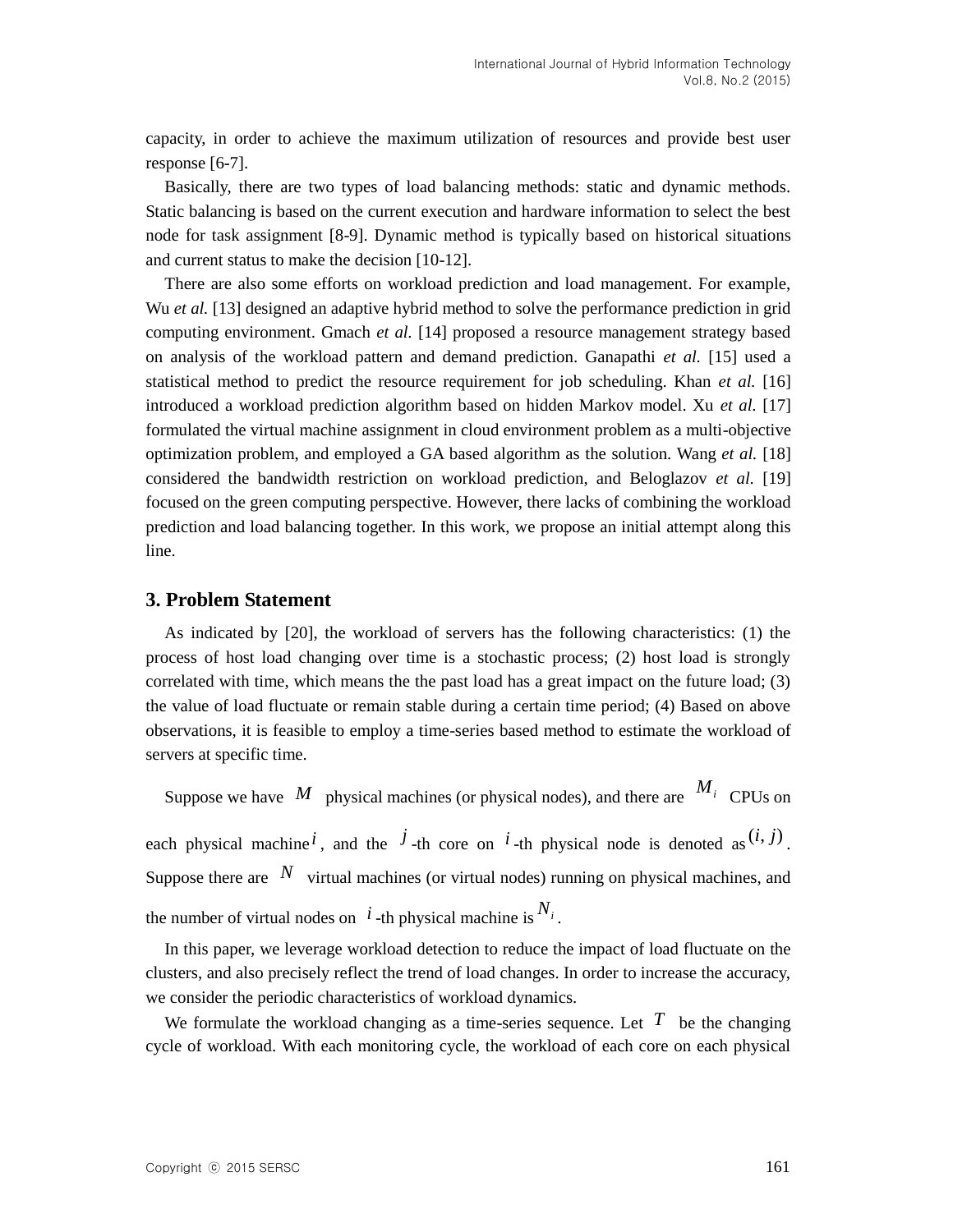capacity, in order to achieve the maximum utilization of resources and provide best user response [6-7].

Basically, there are two types of load balancing methods: static and dynamic methods. Static balancing is based on the current execution and hardware information to select the best node for task assignment [8-9]. Dynamic method is typically based on historical situations and current status to make the decision [10-12].

There are also some efforts on workload prediction and load management. For example, Wu *et al.* [13] designed an adaptive hybrid method to solve the performance prediction in grid computing environment. Gmach *et al.* [14] proposed a resource management strategy based on analysis of the workload pattern and demand prediction. Ganapathi *et al.* [15] used a statistical method to predict the resource requirement for job scheduling. Khan *et al.* [16] introduced a workload prediction algorithm based on hidden Markov model. Xu *et al.* [17] formulated the virtual machine assignment in cloud environment problem as a multi-objective optimization problem, and employed a GA based algorithm as the solution. Wang *et al.* [18] considered the bandwidth restriction on workload prediction, and Beloglazov *et al.* [19] focused on the green computing perspective. However, there lacks of combining the workload prediction and load balancing together. In this work, we propose an initial attempt along this line.

## 3. Problem Statement

As indicated by [20], the workload of servers has the following characteristics: (1) the process of host load changing over time is a stochastic process; (2) host load is strongly correlated with time, which means the the past load has a great impact on the future load; (3) the value of load fluctuate or remain stable during a certain time period; (4) Based on above observations, it is feasible to employ a time-series based method to estimate the workload of servers at specific time.

Suppose we have $M$ physical machines (or physical nodes), and there are $M_i$ CPUs on each physical machine $i$, and the $j$-th core on $i$-th physical node is denoted as $(i, j)$. Suppose there are $N$ virtual machines (or virtual nodes) running on physical machines, and the number of virtual nodes on $i$-th physical machine is $N_i$.

In this paper, we leverage workload detection to reduce the impact of load fluctuate on the clusters, and also precisely reflect the trend of load changes. In order to increase the accuracy, we consider the periodic characteristics of workload dynamics.

We formulate the workload changing as a time-series sequence. Let $T$ be the changing cycle of workload. With each monitoring cycle, the workload of each core on each physical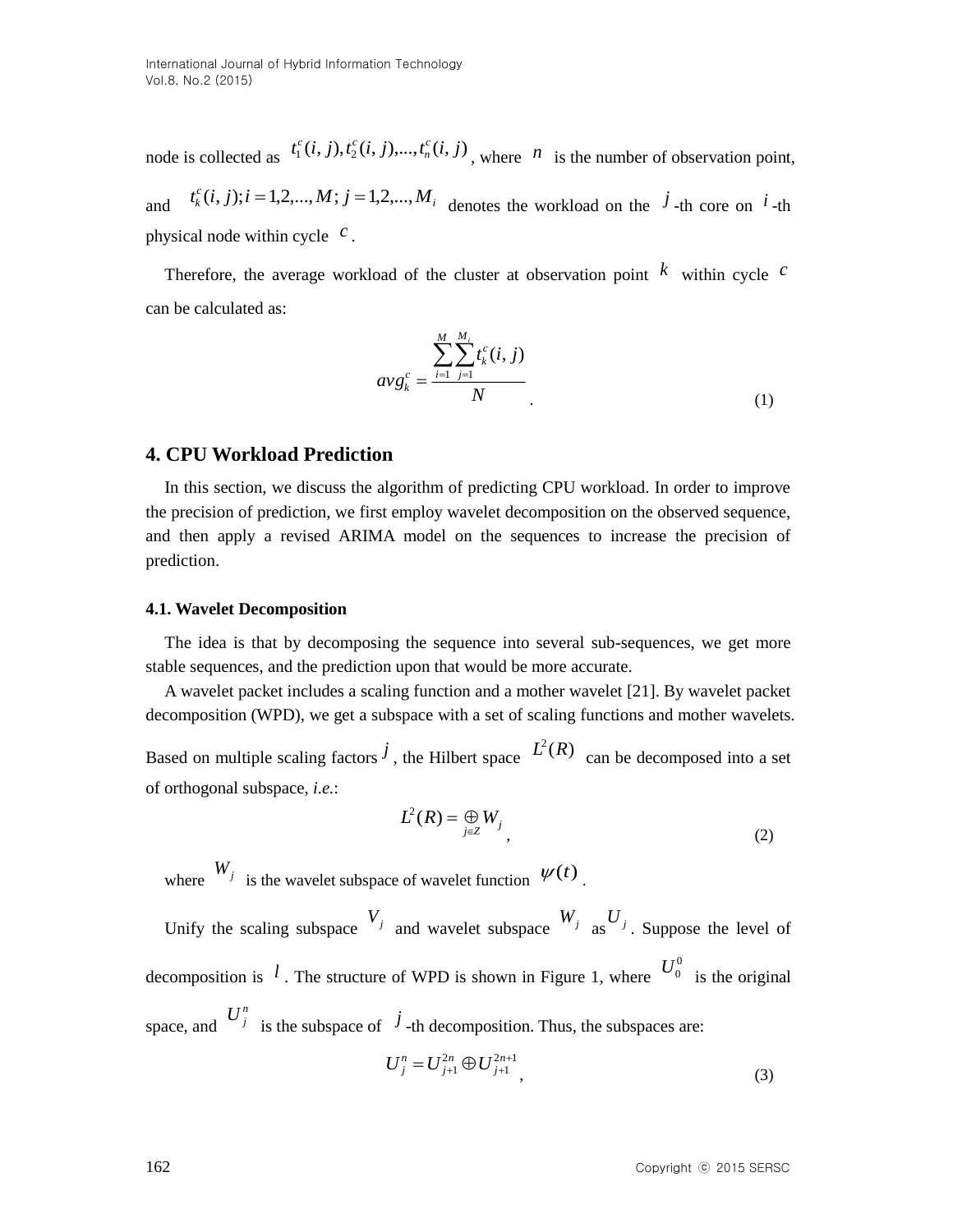node is collected as $t_1^c(i,j), t_2^c(i,j), ..., t_n^c(i,j)$, where $n$ is the number of observation point, and $t_k^c(i,j); i=1,2,...,M; j=1,2,...,M_i$ denotes the workload on the $j$-th core on $i$-th physical node within cycle $c$.

Therefore, the average workload of the cluster at observation point $k$ within cycle $c$ can be calculated as:

$$avg_k^c = \frac{\sum_{i=1}^{M}\sum_{j=1}^{M_i} t_k^c(i,j)}{N} . \tag{1}$$

## 4. CPU Workload Prediction

In this section, we discuss the algorithm of predicting CPU workload. In order to improve the precision of prediction, we first employ wavelet decomposition on the observed sequence, and then apply a revised ARIMA model on the sequences to increase the precision of prediction.

### 4.1. Wavelet Decomposition

The idea is that by decomposing the sequence into several sub-sequences, we get more stable sequences, and the prediction upon that would be more accurate.

A wavelet packet includes a scaling function and a mother wavelet [21]. By wavelet packet decomposition (WPD), we get a subspace with a set of scaling functions and mother wavelets. Based on multiple scaling factors $j$, the Hilbert space $L^2(R)$ can be decomposed into a set of orthogonal subspace, *i.e.*:

$$L^2(R) = \oplus_{j \in Z} W_j , \tag{2}$$

where $W_j$ is the wavelet subspace of wavelet function $\psi(t)$.

Unify the scaling subspace $V_j$ and wavelet subspace $W_j$ as $U_j$. Suppose the level of decomposition is $l$. The structure of WPD is shown in Figure 1, where $U_0^0$ is the original space, and $U_j^n$ is the subspace of $j$-th decomposition. Thus, the subspaces are:

$$U_j^n = U_{j+1}^{2n} \oplus U_{j+1}^{2n+1} , \tag{3}$$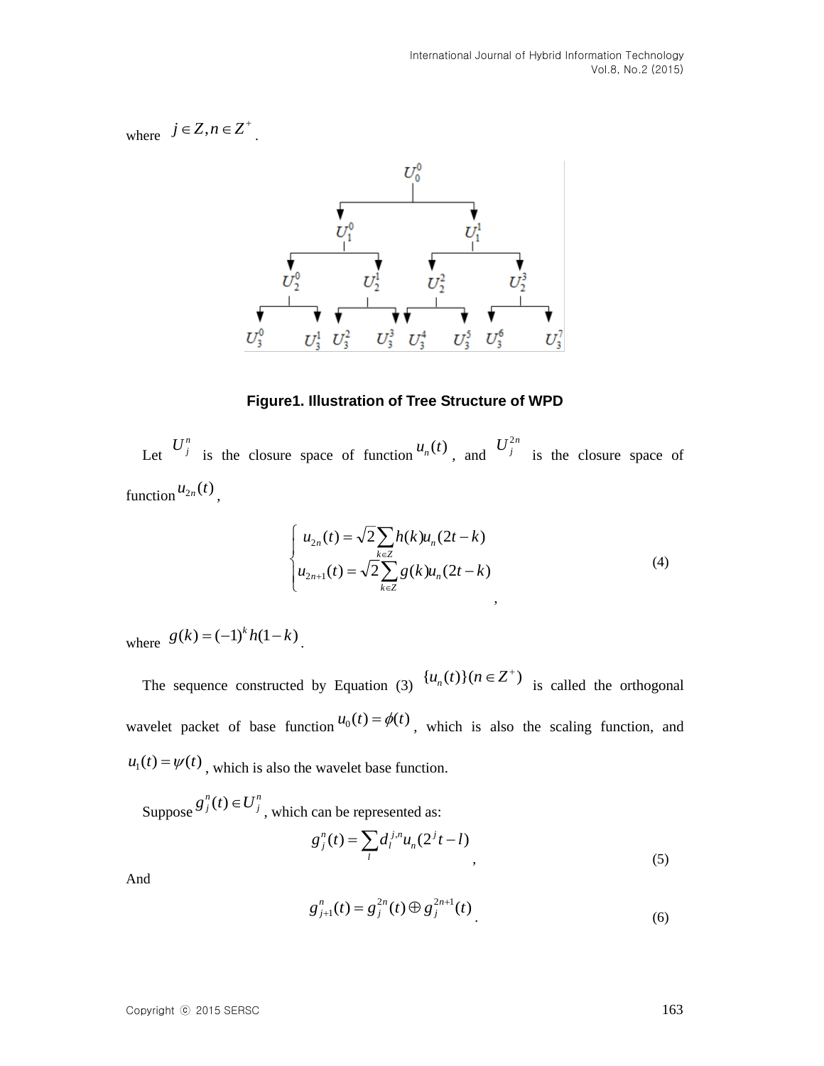where $j \in Z, n \in Z^+$.

**Figure1. Illustration of Tree Structure of WPD**

Let $U_j^n$ is the closure space of function $u_n(t)$, and $U_j^{2n}$ is the closure space of function $u_{2n}(t)$,

$$\begin{cases} u_{2n}(t) = \sqrt{2}\sum_{k \in Z} h(k) u_n(2t-k) \\ u_{2n+1}(t) = \sqrt{2}\sum_{k \in Z} g(k) u_n(2t-k) \end{cases} , \tag{4}$$

where $g(k) = (-1)^k h(1-k)$.

The sequence constructed by Equation (3) $\{u_n(t)\}(n \in Z^+)$ is called the orthogonal wavelet packet of base function $u_0(t) = \phi(t)$, which is also the scaling function, and $u_1(t) = \psi(t)$, which is also the wavelet base function.

Suppose $g_j^n(t) \in U_j^n$, which can be represented as:

$$g_j^n(t) = \sum_l d_l^{j,n} u_n(2^j t - l) , \tag{5}$$

And

$$g_{j+1}^n(t) = g_j^{2n}(t) \oplus g_j^{2n+1}(t) . \tag{6}$$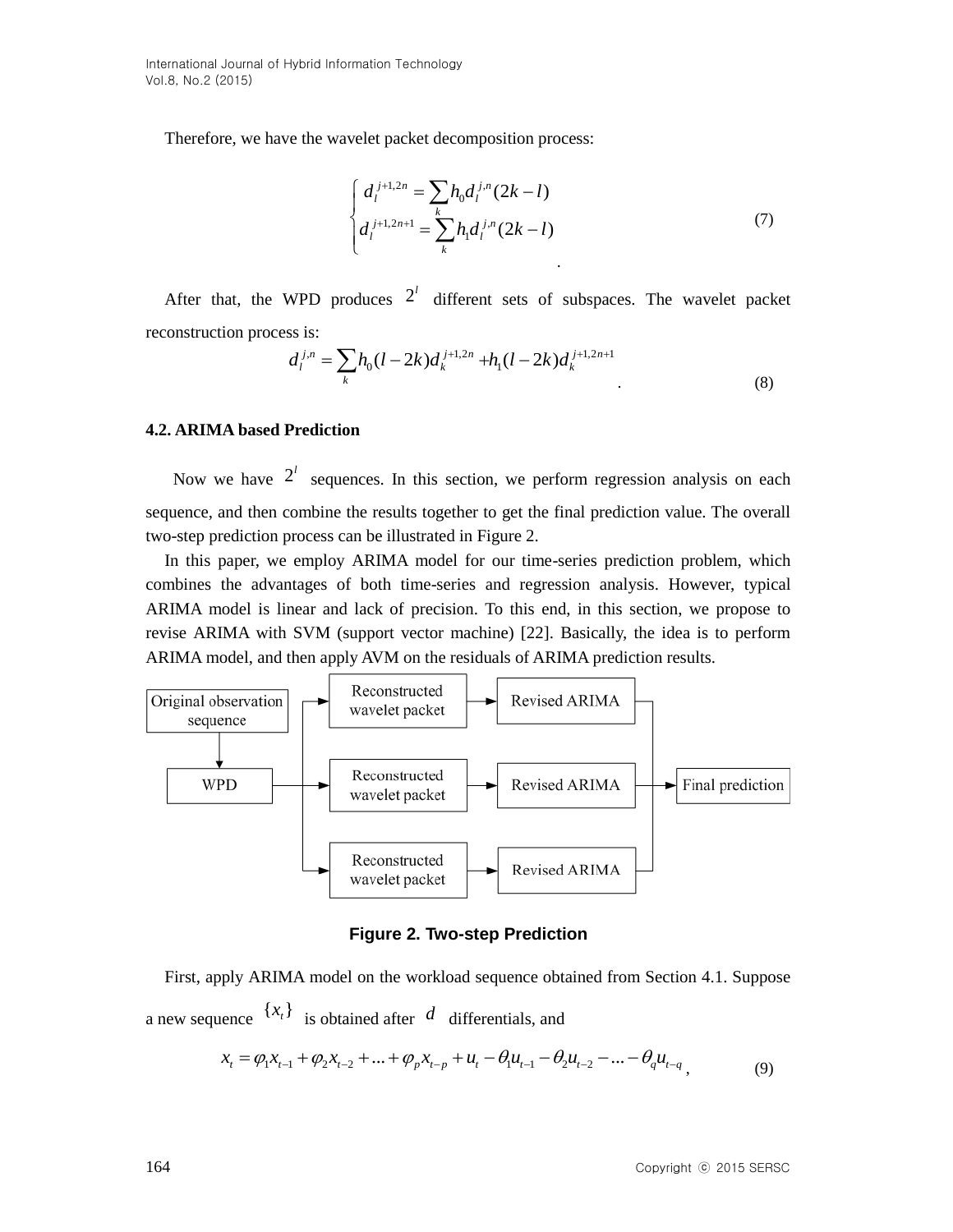Therefore, we have the wavelet packet decomposition process:

$$\begin{cases} d_l^{j+1,2n} = \sum_k h_0 d_l^{j,n}(2k-l) \\ d_l^{j+1,2n+1} = \sum_k h_1 d_l^{j,n}(2k-l) \end{cases} \tag{7}$$

After that, the WPD produces $2^l$ different sets of subspaces. The wavelet packet reconstruction process is:

$$d_l^{j,n} = \sum_k h_0(l-2k) d_k^{j+1,2n} + h_1(l-2k) d_k^{j+1,2n+1} \tag{8}$$

### 4.2. ARIMA based Prediction

Now we have $2^l$ sequences. In this section, we perform regression analysis on each sequence, and then combine the results together to get the final prediction value. The overall two-step prediction process can be illustrated in Figure 2.

In this paper, we employ ARIMA model for our time-series prediction problem, which combines the advantages of both time-series and regression analysis. However, typical ARIMA model is linear and lack of precision. To this end, in this section, we propose to revise ARIMA with SVM (support vector machine) [22]. Basically, the idea is to perform ARIMA model, and then apply AVM on the residuals of ARIMA prediction results.

**Figure 2. Two-step Prediction**

First, apply ARIMA model on the workload sequence obtained from Section 4.1. Suppose a new sequence $\{x_t\}$ is obtained after $d$ differentials, and

$$x_t = \varphi_1 x_{t-1} + \varphi_2 x_{t-2} + ... + \varphi_p x_{t-p} + u_t - \theta_1 u_{t-1} - \theta_2 u_{t-2} - ... - \theta_q u_{t-q}, \tag{9}$$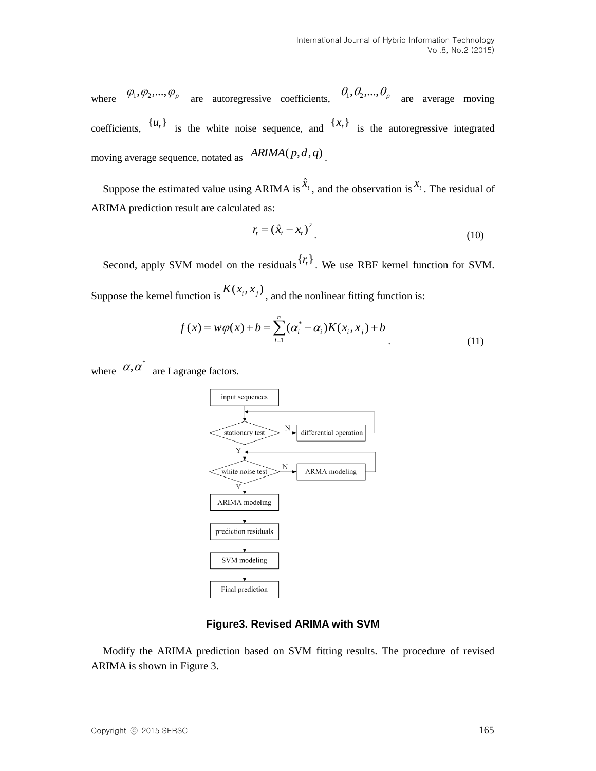where $\varphi_1, \varphi_2, ..., \varphi_p$ are autoregressive coefficients, $\theta_1, \theta_2, ..., \theta_p$ are average moving coefficients, $\{u_t\}$ is the white noise sequence, and $\{x_t\}$ is the autoregressive integrated moving average sequence, notated as $ARIMA(p, d, q)$.

Suppose the estimated value using ARIMA is $\hat{x}_t$, and the observation is $x_t$. The residual of ARIMA prediction result are calculated as:

$$r_t = (\hat{x}_t - x_t)^2 . \tag{10}$$

Second, apply SVM model on the residuals $\{r_t\}$. We use RBF kernel function for SVM. Suppose the kernel function is $K(x_i, x_j)$, and the nonlinear fitting function is:

$$f(x) = w\varphi(x) + b = \sum_{i=1}^{n} (\alpha_i^* - \alpha_i) K(x_i, x_j) + b . \tag{11}$$

where $\alpha, \alpha^*$ are Lagrange factors.

**Figure3. Revised ARIMA with SVM**

Modify the ARIMA prediction based on SVM fitting results. The procedure of revised ARIMA is shown in Figure 3.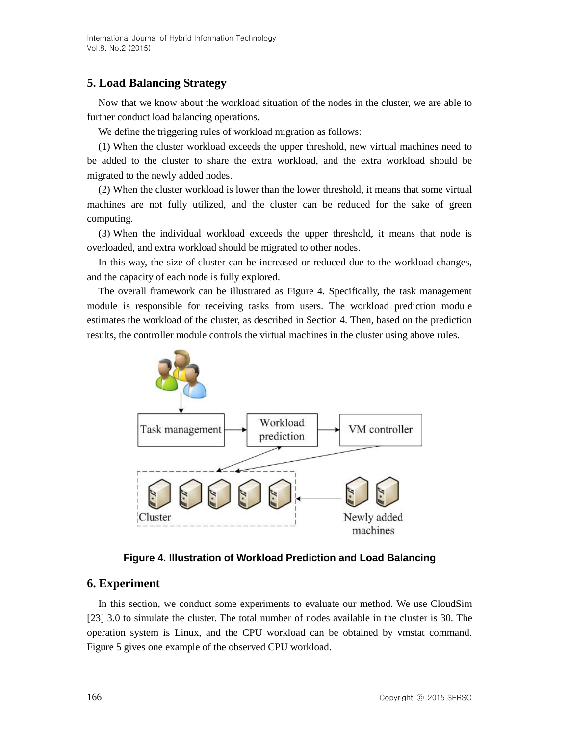## 5. Load Balancing Strategy

Now that we know about the workload situation of the nodes in the cluster, we are able to further conduct load balancing operations.

We define the triggering rules of workload migration as follows:

(1) When the cluster workload exceeds the upper threshold, new virtual machines need to be added to the cluster to share the extra workload, and the extra workload should be migrated to the newly added nodes.

(2) When the cluster workload is lower than the lower threshold, it means that some virtual machines are not fully utilized, and the cluster can be reduced for the sake of green computing.

(3) When the individual workload exceeds the upper threshold, it means that node is overloaded, and extra workload should be migrated to other nodes.

In this way, the size of cluster can be increased or reduced due to the workload changes, and the capacity of each node is fully explored.

The overall framework can be illustrated as Figure 4. Specifically, the task management module is responsible for receiving tasks from users. The workload prediction module estimates the workload of the cluster, as described in Section 4. Then, based on the prediction results, the controller module controls the virtual machines in the cluster using above rules.

**Figure 4. Illustration of Workload Prediction and Load Balancing**

## 6. Experiment

In this section, we conduct some experiments to evaluate our method. We use CloudSim [23] 3.0 to simulate the cluster. The total number of nodes available in the cluster is 30. The operation system is Linux, and the CPU workload can be obtained by vmstat command. Figure 5 gives one example of the observed CPU workload.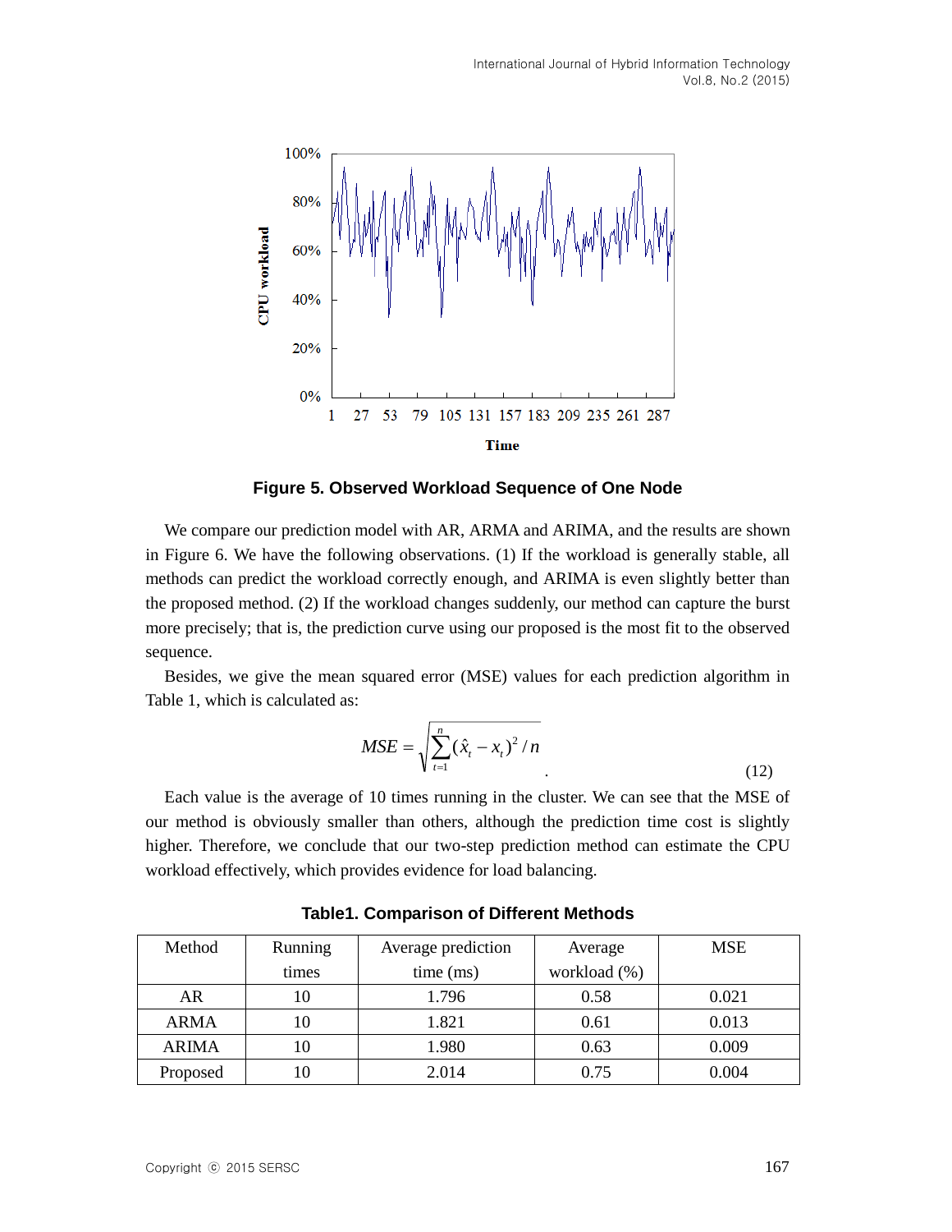**Figure 5. Observed Workload Sequence of One Node**

We compare our prediction model with AR, ARMA and ARIMA, and the results are shown in Figure 6. We have the following observations. (1) If the workload is generally stable, all methods can predict the workload correctly enough, and ARIMA is even slightly better than the proposed method. (2) If the workload changes suddenly, our method can capture the burst more precisely; that is, the prediction curve using our proposed is the most fit to the observed sequence.

Besides, we give the mean squared error (MSE) values for each prediction algorithm in Table 1, which is calculated as:

$$MSE = \sqrt{\sum_{t=1}^{n} (\hat{x}_t - x_t)^2 / n} \quad (12)$$

Each value is the average of 10 times running in the cluster. We can see that the MSE of our method is obviously smaller than others, although the prediction time cost is slightly higher. Therefore, we conclude that our two-step prediction method can estimate the CPU workload effectively, which provides evidence for load balancing.

**Table1. Comparison of Different Methods**

| Method | Running times | Average prediction time (ms) | Average workload (%) | MSE |
|---|---|---|---|---|
| AR | 10 | 1.796 | 0.58 | 0.021 |
| ARMA | 10 | 1.821 | 0.61 | 0.013 |
| ARIMA | 10 | 1.980 | 0.63 | 0.009 |
| Proposed | 10 | 2.014 | 0.75 | 0.004 |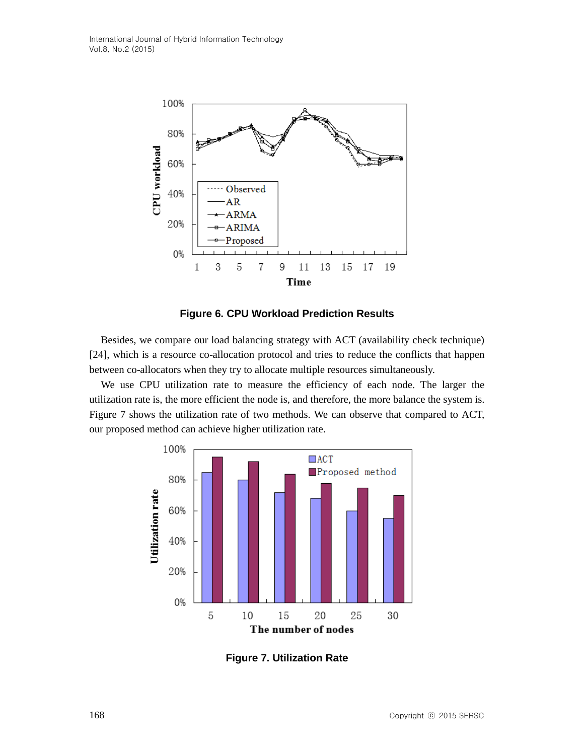**Figure 6. CPU Workload Prediction Results**

Besides, we compare our load balancing strategy with ACT (availability check technique) [24], which is a resource co-allocation protocol and tries to reduce the conflicts that happen between co-allocators when they try to allocate multiple resources simultaneously.

We use CPU utilization rate to measure the efficiency of each node. The larger the utilization rate is, the more efficient the node is, and therefore, the more balance the system is. Figure 7 shows the utilization rate of two methods. We can observe that compared to ACT, our proposed method can achieve higher utilization rate.

**Figure 7. Utilization Rate**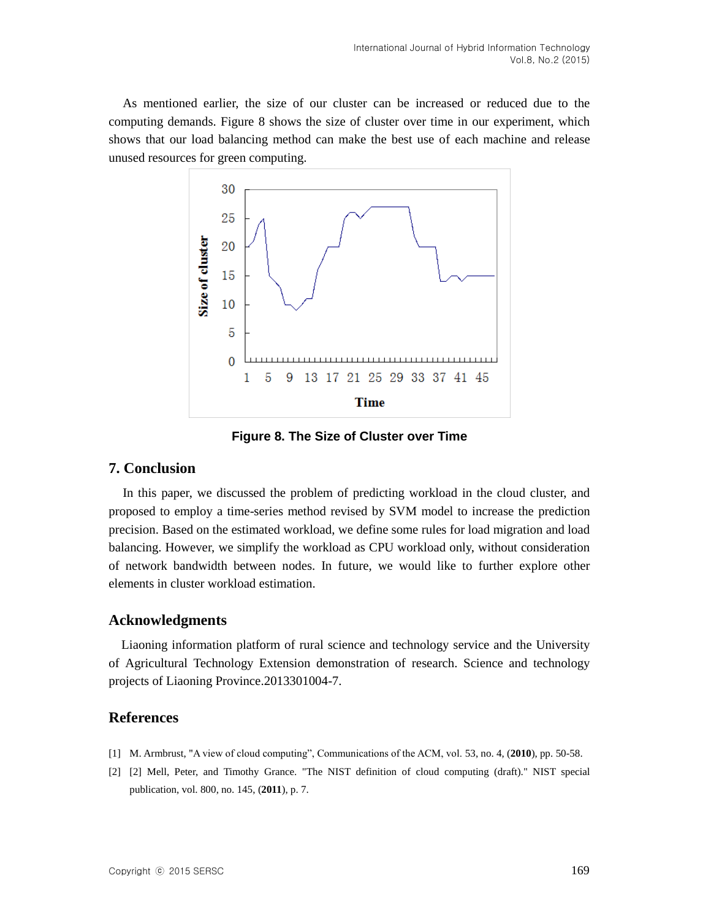As mentioned earlier, the size of our cluster can be increased or reduced due to the computing demands. Figure 8 shows the size of cluster over time in our experiment, which shows that our load balancing method can make the best use of each machine and release unused resources for green computing.

**Figure 8. The Size of Cluster over Time**

## 7. Conclusion

In this paper, we discussed the problem of predicting workload in the cloud cluster, and proposed to employ a time-series method revised by SVM model to increase the prediction precision. Based on the estimated workload, we define some rules for load migration and load balancing. However, we simplify the workload as CPU workload only, without consideration of network bandwidth between nodes. In future, we would like to further explore other elements in cluster workload estimation.

## Acknowledgments

Liaoning information platform of rural science and technology service and the University of Agricultural Technology Extension demonstration of research. Science and technology projects of Liaoning Province.2013301004-7.

## References

[1] M. Armbrust, "A view of cloud computing", Communications of the ACM, vol. 53, no. 4, (**2010**), pp. 50-58.

[2] [2] Mell, Peter, and Timothy Grance. "The NIST definition of cloud computing (draft)." NIST special publication, vol. 800, no. 145, (**2011**), p. 7.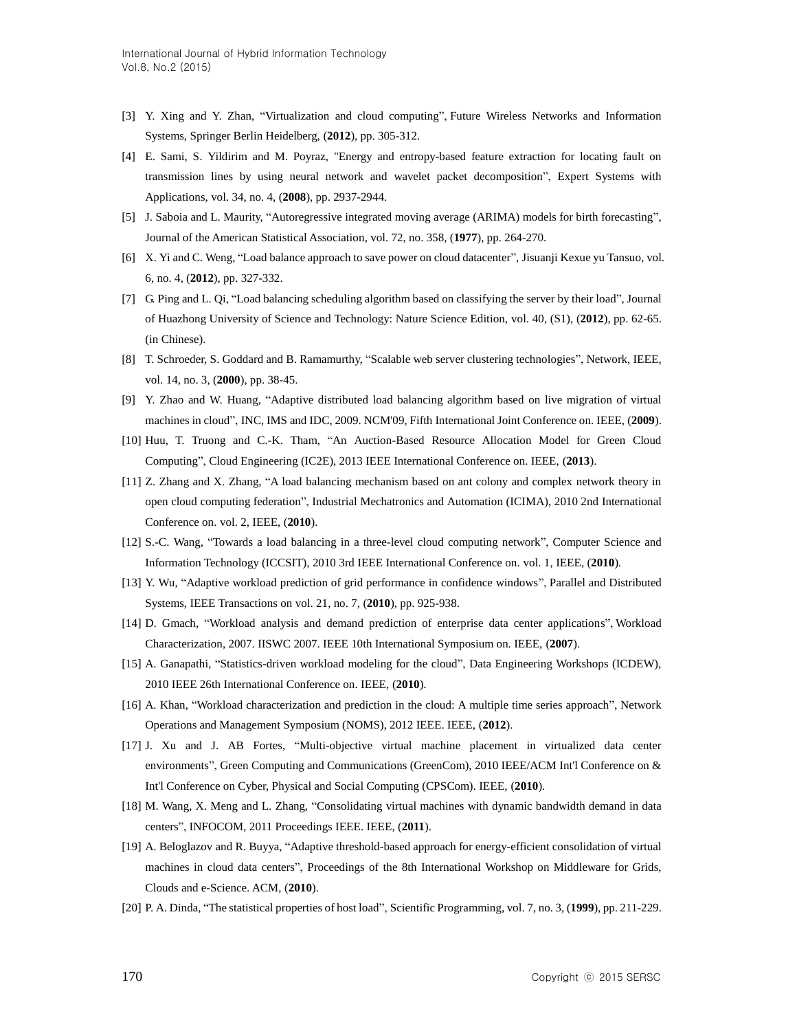[3] Y. Xing and Y. Zhan, “Virtualization and cloud computing”, Future Wireless Networks and Information Systems, Springer Berlin Heidelberg, (**2012**), pp. 305-312.

[4] E. Sami, S. Yildirim and M. Poyraz, "Energy and entropy-based feature extraction for locating fault on transmission lines by using neural network and wavelet packet decomposition”, Expert Systems with Applications, vol. 34, no. 4, (**2008**), pp. 2937-2944.

[5] J. Saboia and L. Maurity, “Autoregressive integrated moving average (ARIMA) models for birth forecasting”, Journal of the American Statistical Association, vol. 72, no. 358, (**1977**), pp. 264-270.

[6] X. Yi and C. Weng, “Load balance approach to save power on cloud datacenter”, Jisuanji Kexue yu Tansuo, vol. 6, no. 4, (**2012**), pp. 327-332.

[7] G. Ping and L. Qi, “Load balancing scheduling algorithm based on classifying the server by their load”, Journal of Huazhong University of Science and Technology: Nature Science Edition, vol. 40, (S1), (**2012**), pp. 62-65. (in Chinese).

[8] T. Schroeder, S. Goddard and B. Ramamurthy, “Scalable web server clustering technologies”, Network, IEEE, vol. 14, no. 3, (**2000**), pp. 38-45.

[9] Y. Zhao and W. Huang, “Adaptive distributed load balancing algorithm based on live migration of virtual machines in cloud”, INC, IMS and IDC, 2009. NCM'09, Fifth International Joint Conference on. IEEE, (**2009**).

[10] Huu, T. Truong and C.-K. Tham, “An Auction-Based Resource Allocation Model for Green Cloud Computing”, Cloud Engineering (IC2E), 2013 IEEE International Conference on. IEEE, (**2013**).

[11] Z. Zhang and X. Zhang, “A load balancing mechanism based on ant colony and complex network theory in open cloud computing federation”, Industrial Mechatronics and Automation (ICIMA), 2010 2nd International Conference on. vol. 2, IEEE, (**2010**).

[12] S.-C. Wang, “Towards a load balancing in a three-level cloud computing network”, Computer Science and Information Technology (ICCSIT), 2010 3rd IEEE International Conference on. vol. 1, IEEE, (**2010**).

[13] Y. Wu, “Adaptive workload prediction of grid performance in confidence windows”, Parallel and Distributed Systems, IEEE Transactions on vol. 21, no. 7, (**2010**), pp. 925-938.

[14] D. Gmach, “Workload analysis and demand prediction of enterprise data center applications”, Workload Characterization, 2007. IISWC 2007. IEEE 10th International Symposium on. IEEE, (**2007**).

[15] A. Ganapathi, “Statistics-driven workload modeling for the cloud”, Data Engineering Workshops (ICDEW), 2010 IEEE 26th International Conference on. IEEE, (**2010**).

[16] A. Khan, “Workload characterization and prediction in the cloud: A multiple time series approach”, Network Operations and Management Symposium (NOMS), 2012 IEEE. IEEE, (**2012**).

[17] J. Xu and J. AB Fortes, “Multi-objective virtual machine placement in virtualized data center environments”, Green Computing and Communications (GreenCom), 2010 IEEE/ACM Int'l Conference on & Int'l Conference on Cyber, Physical and Social Computing (CPSCom). IEEE, (**2010**).

[18] M. Wang, X. Meng and L. Zhang, “Consolidating virtual machines with dynamic bandwidth demand in data centers”, INFOCOM, 2011 Proceedings IEEE. IEEE, (**2011**).

[19] A. Beloglazov and R. Buyya, “Adaptive threshold-based approach for energy-efficient consolidation of virtual machines in cloud data centers”, Proceedings of the 8th International Workshop on Middleware for Grids, Clouds and e-Science. ACM, (**2010**).

[20] P. A. Dinda, “The statistical properties of host load”, Scientific Programming, vol. 7, no. 3, (**1999**), pp. 211-229.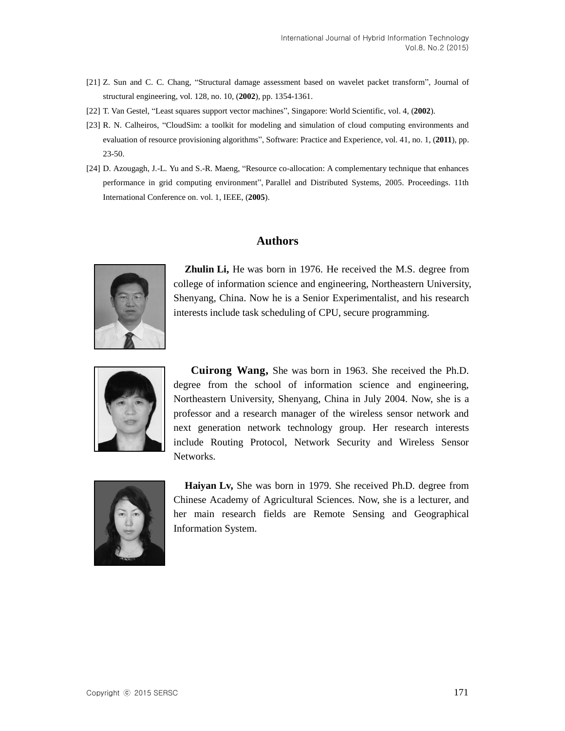[21] Z. Sun and C. C. Chang, "Structural damage assessment based on wavelet packet transform", Journal of structural engineering, vol. 128, no. 10, (**2002**), pp. 1354-1361.

[22] T. Van Gestel, "Least squares support vector machines", Singapore: World Scientific, vol. 4, (**2002**).

[23] R. N. Calheiros, "CloudSim: a toolkit for modeling and simulation of cloud computing environments and evaluation of resource provisioning algorithms", Software: Practice and Experience, vol. 41, no. 1, (**2011**), pp. 23-50.

[24] D. Azougagh, J.-L. Yu and S.-R. Maeng, "Resource co-allocation: A complementary technique that enhances performance in grid computing environment", Parallel and Distributed Systems, 2005. Proceedings. 11th International Conference on. vol. 1, IEEE, (**2005**).

## Authors

**Zhulin Li,** He was born in 1976. He received the M.S. degree from college of information science and engineering, Northeastern University, Shenyang, China. Now he is a Senior Experimentalist, and his research interests include task scheduling of CPU, secure programming.

**Cuirong Wang,** She was born in 1963. She received the Ph.D. degree from the school of information science and engineering, Northeastern University, Shenyang, China in July 2004. Now, she is a professor and a research manager of the wireless sensor network and next generation network technology group. Her research interests include Routing Protocol, Network Security and Wireless Sensor Networks.

**Haiyan Lv,** She was born in 1979. She received Ph.D. degree from Chinese Academy of Agricultural Sciences. Now, she is a lecturer, and her main research fields are Remote Sensing and Geographical Information System.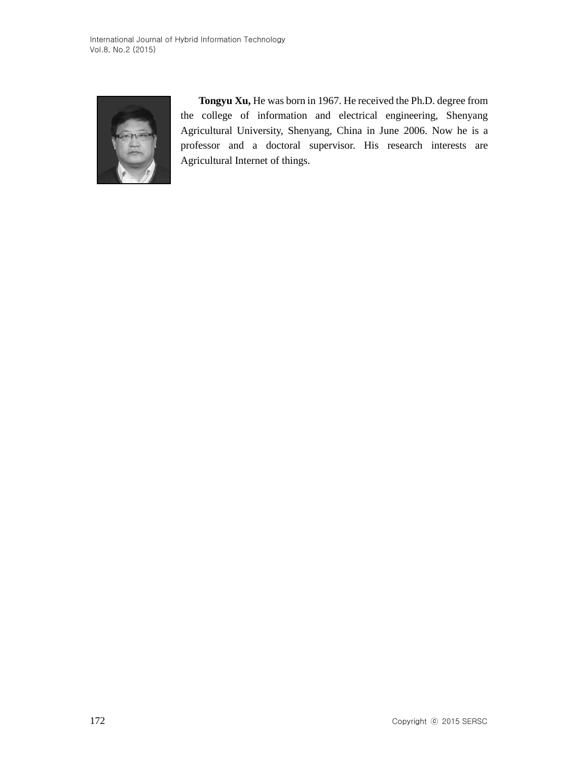**Tongyu Xu,** He was born in 1967. He received the Ph.D. degree from the college of information and electrical engineering, Shenyang Agricultural University, Shenyang, China in June 2006. Now he is a professor and a doctoral supervisor. His research interests are Agricultural Internet of things.